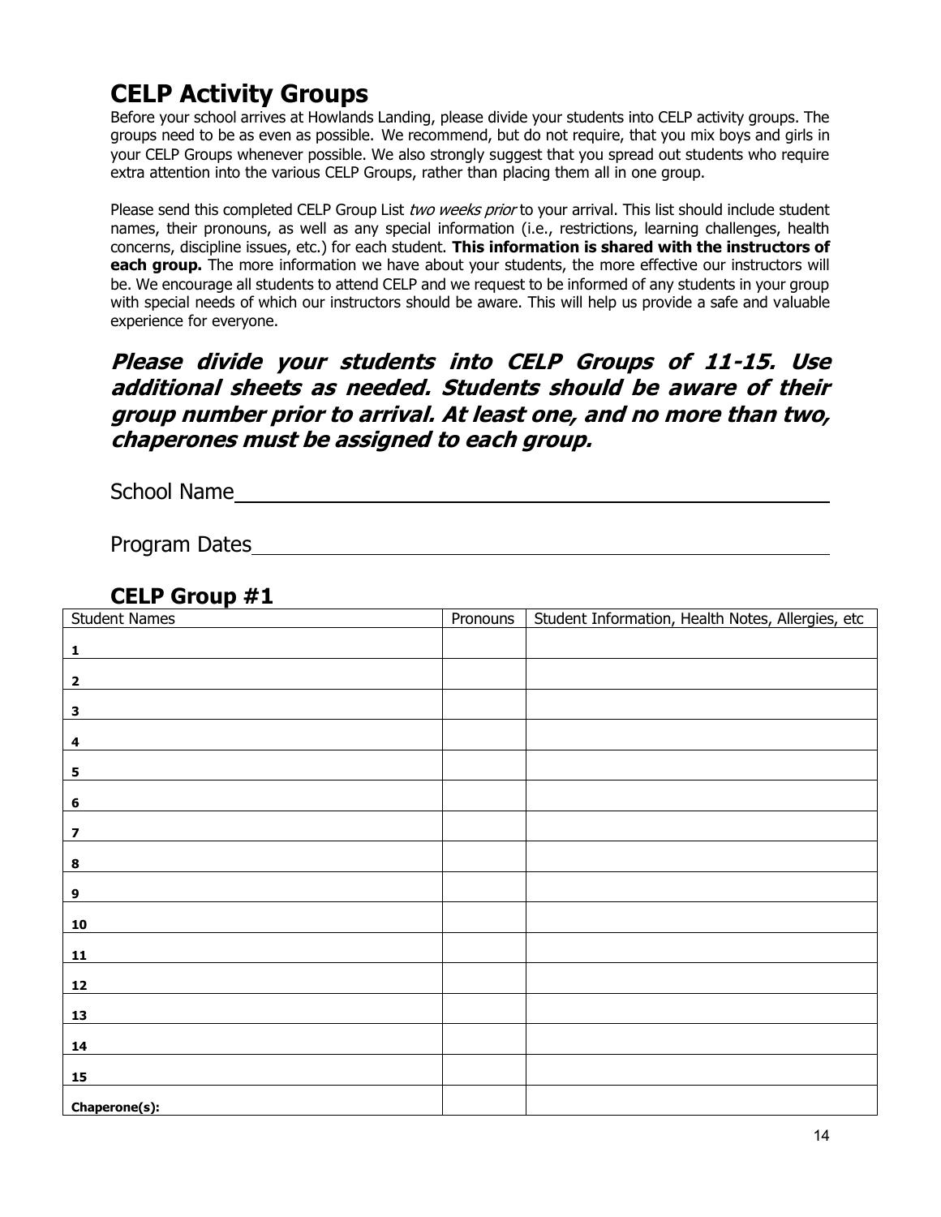# CELP Activity Groups

Before your school arrives at Howlands Landing, please divide your students into CELP activity groups. The groups need to be as even as possible. We recommend, but do not require, that you mix boys and girls in your CELP Groups whenever possible. We also strongly suggest that you spread out students who require extra attention into the various CELP Groups, rather than placing them all in one group.

Please send this completed CELP Group List *two weeks prior* to your arrival. This list should include student names, their pronouns, as well as any special information (i.e., restrictions, learning challenges, health concerns, discipline issues, etc.) for each student. **This information is shared with the instructors of each group.** The more information we have about your students, the more effective our instructors will be. We encourage all students to attend CELP and we request to be informed of any students in your group with special needs of which our instructors should be aware. This will help us provide a safe and valuable experience for everyone.

***Please divide your students into CELP Groups of 11-15. Use additional sheets as needed. Students should be aware of their group number prior to arrival. At least one, and no more than two, chaperones must be assigned to each group.***

School Name\_\_\_\_\_\_\_\_\_\_\_\_\_\_\_\_\_\_\_\_\_\_\_\_\_\_\_\_\_\_\_\_\_\_\_\_\_\_\_\_\_\_\_\_

Program Dates\_\_\_\_\_\_\_\_\_\_\_\_\_\_\_\_\_\_\_\_\_\_\_\_\_\_\_\_\_\_\_\_\_\_\_\_\_\_\_\_\_\_\_\_

## CELP Group #1

| Student Names | Pronouns | Student Information, Health Notes, Allergies, etc |
|---|---|---|
| **1** | | |
| **2** | | |
| **3** | | |
| **4** | | |
| **5** | | |
| **6** | | |
| **7** | | |
| **8** | | |
| **9** | | |
| **10** | | |
| **11** | | |
| **12** | | |
| **13** | | |
| **14** | | |
| **15** | | |
| **Chaperone(s):** | | |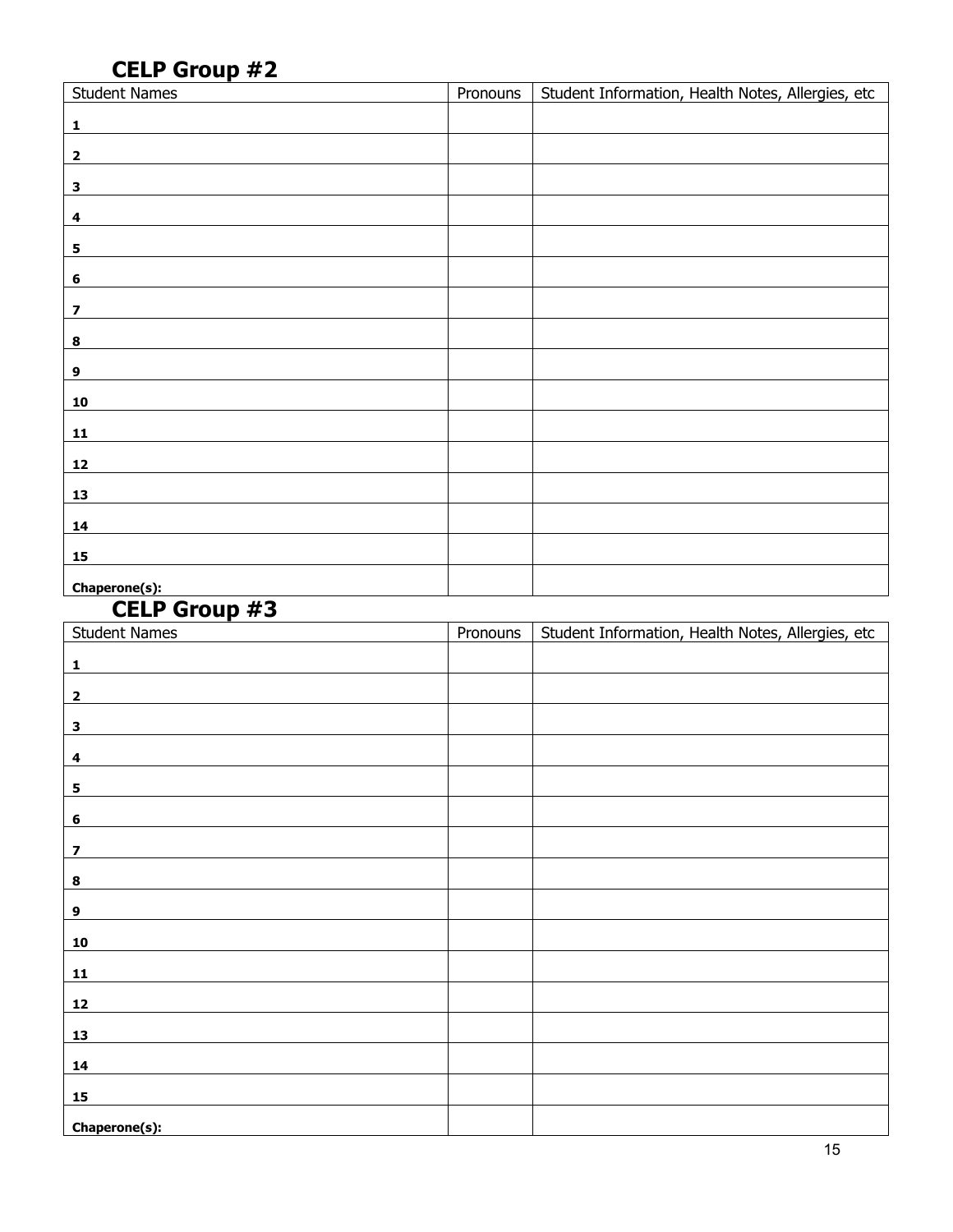## CELP Group #2

| Student Names | Pronouns | Student Information, Health Notes, Allergies, etc |
| --- | --- | --- |
| **1** | | |
| **2** | | |
| **3** | | |
| **4** | | |
| **5** | | |
| **6** | | |
| **7** | | |
| **8** | | |
| **9** | | |
| **10** | | |
| **11** | | |
| **12** | | |
| **13** | | |
| **14** | | |
| **15** | | |
| **Chaperone(s):** | | |

## CELP Group #3

| Student Names | Pronouns | Student Information, Health Notes, Allergies, etc |
| --- | --- | --- |
| **1** | | |
| **2** | | |
| **3** | | |
| **4** | | |
| **5** | | |
| **6** | | |
| **7** | | |
| **8** | | |
| **9** | | |
| **10** | | |
| **11** | | |
| **12** | | |
| **13** | | |
| **14** | | |
| **15** | | |
| **Chaperone(s):** | | |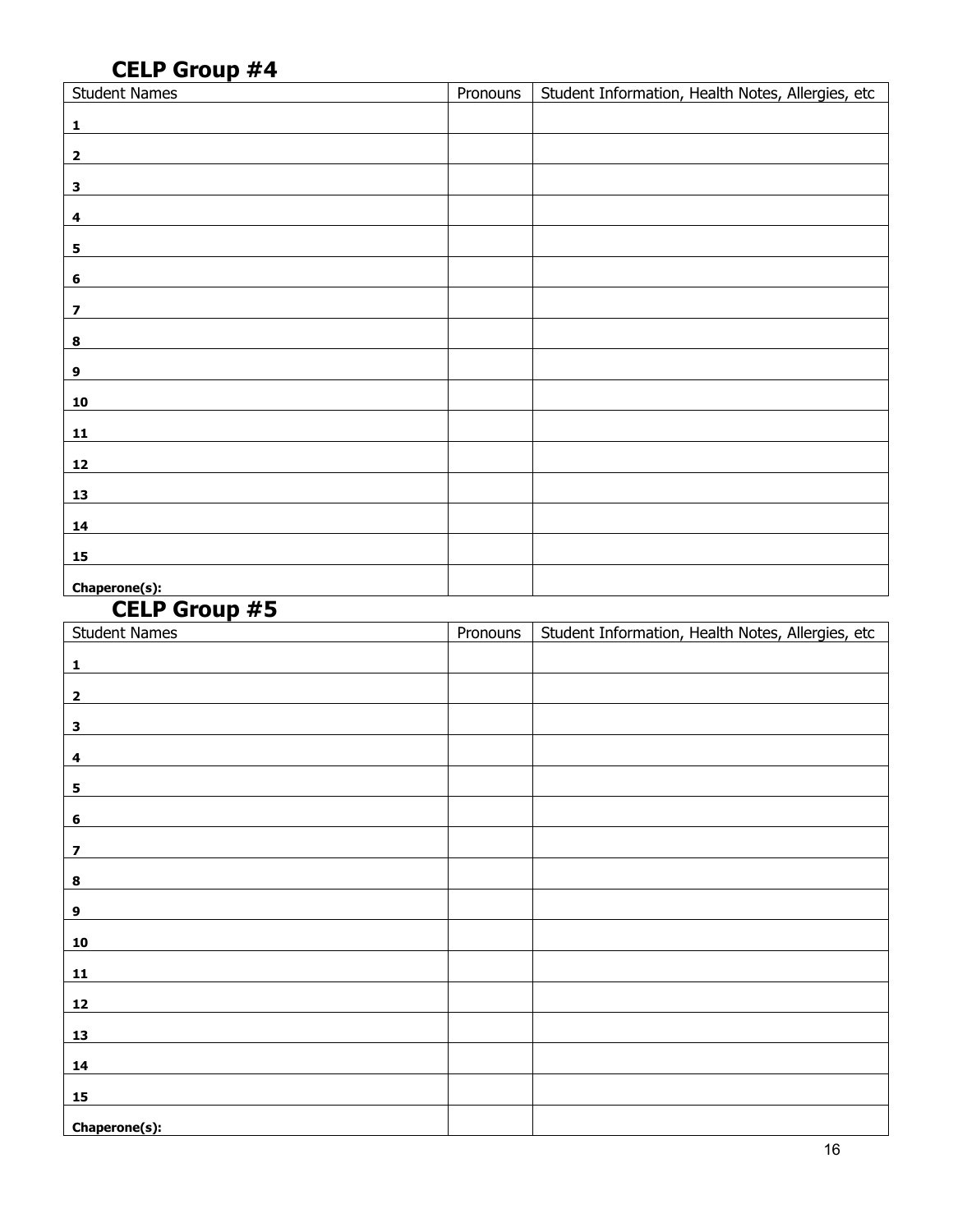## CELP Group #4

| Student Names | Pronouns | Student Information, Health Notes, Allergies, etc |
|---|---|---|
| **1** | | |
| **2** | | |
| **3** | | |
| **4** | | |
| **5** | | |
| **6** | | |
| **7** | | |
| **8** | | |
| **9** | | |
| **10** | | |
| **11** | | |
| **12** | | |
| **13** | | |
| **14** | | |
| **15** | | |
| **Chaperone(s):** | | |

## CELP Group #5

| Student Names | Pronouns | Student Information, Health Notes, Allergies, etc |
|---|---|---|
| **1** | | |
| **2** | | |
| **3** | | |
| **4** | | |
| **5** | | |
| **6** | | |
| **7** | | |
| **8** | | |
| **9** | | |
| **10** | | |
| **11** | | |
| **12** | | |
| **13** | | |
| **14** | | |
| **15** | | |
| **Chaperone(s):** | | |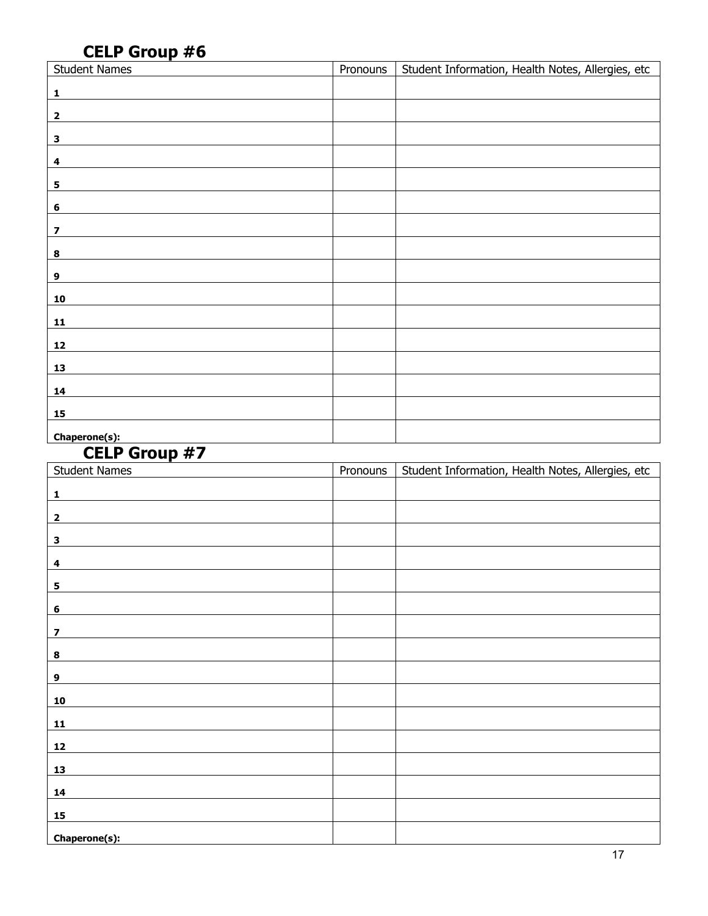## CELP Group #6

| Student Names | Pronouns | Student Information, Health Notes, Allergies, etc |
|---|---|---|
| **1** | | |
| **2** | | |
| **3** | | |
| **4** | | |
| **5** | | |
| **6** | | |
| **7** | | |
| **8** | | |
| **9** | | |
| **10** | | |
| **11** | | |
| **12** | | |
| **13** | | |
| **14** | | |
| **15** | | |
| **Chaperone(s):** | | |

## CELP Group #7

| Student Names | Pronouns | Student Information, Health Notes, Allergies, etc |
|---|---|---|
| **1** | | |
| **2** | | |
| **3** | | |
| **4** | | |
| **5** | | |
| **6** | | |
| **7** | | |
| **8** | | |
| **9** | | |
| **10** | | |
| **11** | | |
| **12** | | |
| **13** | | |
| **14** | | |
| **15** | | |
| **Chaperone(s):** | | |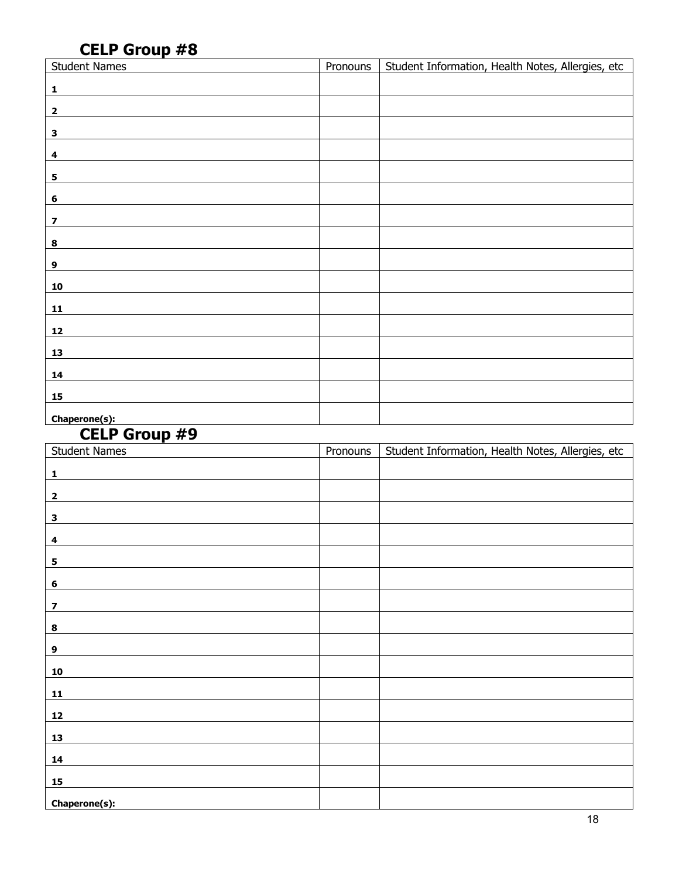## CELP Group #8

| Student Names | Pronouns | Student Information, Health Notes, Allergies, etc |
| --- | --- | --- |
| **1** | | |
| **2** | | |
| **3** | | |
| **4** | | |
| **5** | | |
| **6** | | |
| **7** | | |
| **8** | | |
| **9** | | |
| **10** | | |
| **11** | | |
| **12** | | |
| **13** | | |
| **14** | | |
| **15** | | |
| **Chaperone(s):** | | |

## CELP Group #9

| Student Names | Pronouns | Student Information, Health Notes, Allergies, etc |
| --- | --- | --- |
| **1** | | |
| **2** | | |
| **3** | | |
| **4** | | |
| **5** | | |
| **6** | | |
| **7** | | |
| **8** | | |
| **9** | | |
| **10** | | |
| **11** | | |
| **12** | | |
| **13** | | |
| **14** | | |
| **15** | | |
| **Chaperone(s):** | | |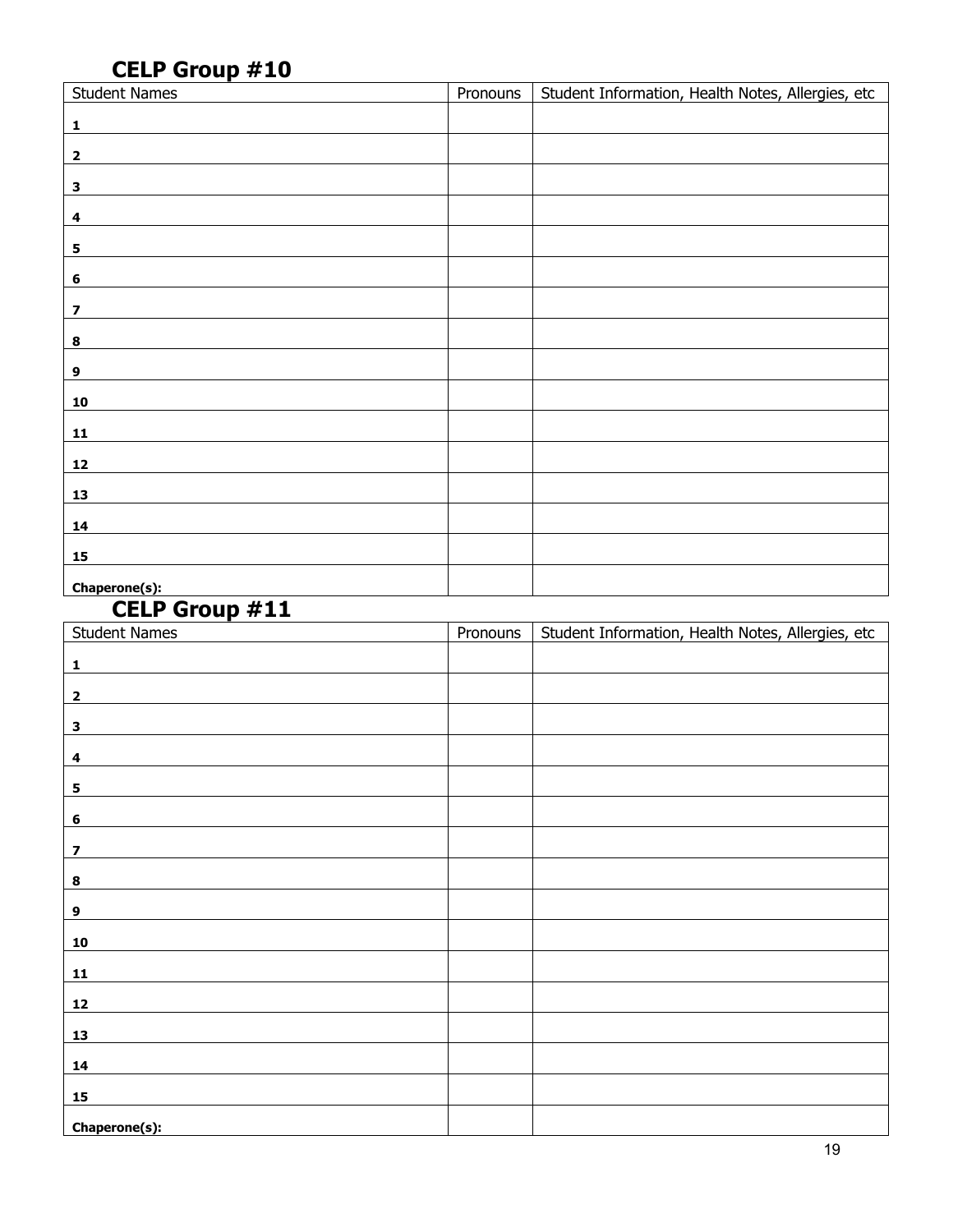## CELP Group #10

| Student Names | Pronouns | Student Information, Health Notes, Allergies, etc |
|---|---|---|
| **1** | | |
| **2** | | |
| **3** | | |
| **4** | | |
| **5** | | |
| **6** | | |
| **7** | | |
| **8** | | |
| **9** | | |
| **10** | | |
| **11** | | |
| **12** | | |
| **13** | | |
| **14** | | |
| **15** | | |
| **Chaperone(s):** | | |

## CELP Group #11

| Student Names | Pronouns | Student Information, Health Notes, Allergies, etc |
|---|---|---|
| **1** | | |
| **2** | | |
| **3** | | |
| **4** | | |
| **5** | | |
| **6** | | |
| **7** | | |
| **8** | | |
| **9** | | |
| **10** | | |
| **11** | | |
| **12** | | |
| **13** | | |
| **14** | | |
| **15** | | |
| **Chaperone(s):** | | |